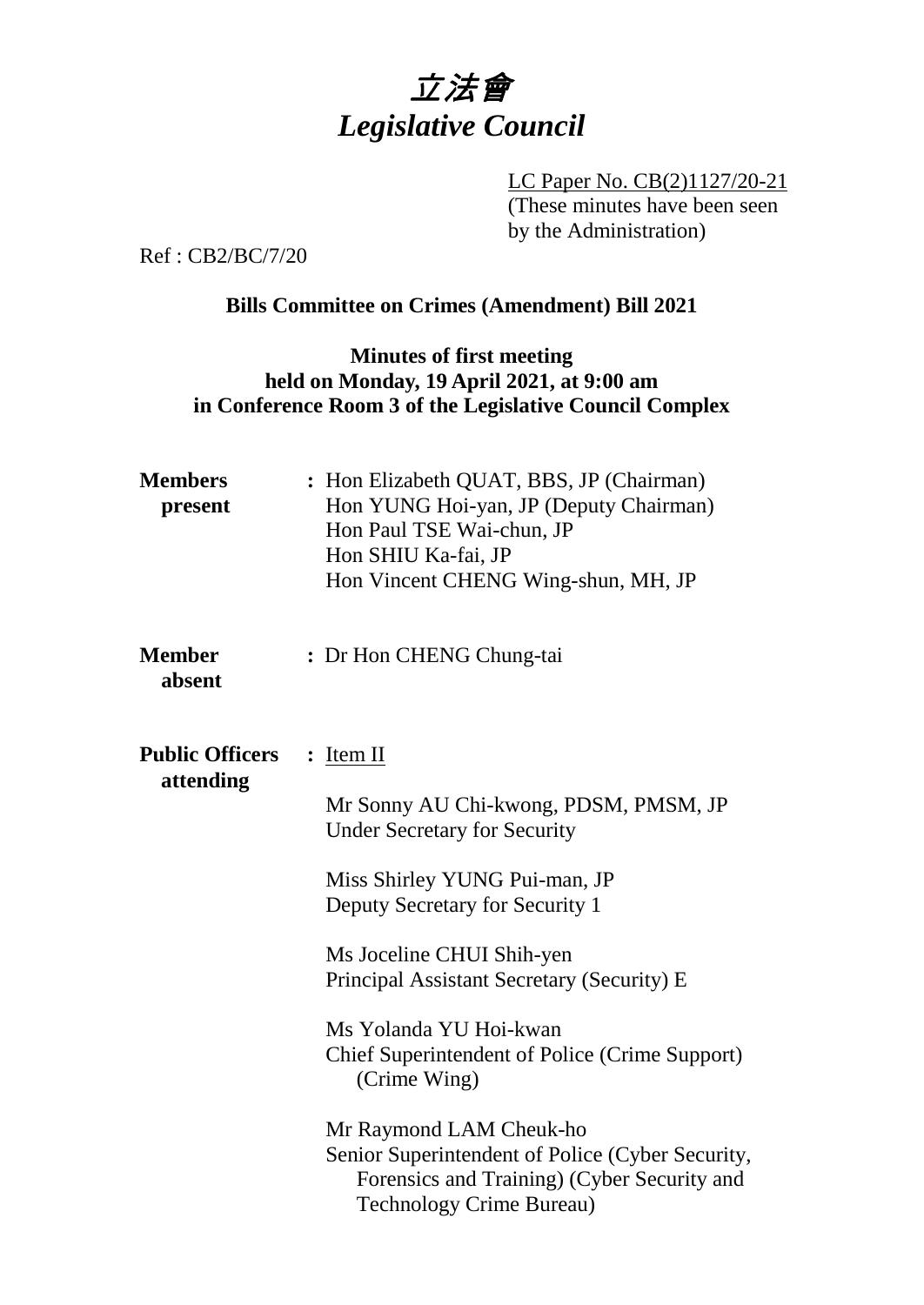# 立法會
# *Legislative Council*

LC Paper No. CB(2)1127/20-21
(These minutes have been seen by the Administration)

Ref : CB2/BC/7/20

**Bills Committee on Crimes (Amendment) Bill 2021**

**Minutes of first meeting held on Monday, 19 April 2021, at 9:00 am in Conference Room 3 of the Legislative Council Complex**

**Members present** : Hon Elizabeth QUAT, BBS, JP (Chairman)
Hon YUNG Hoi-yan, JP (Deputy Chairman)
Hon Paul TSE Wai-chun, JP
Hon SHIU Ka-fai, JP
Hon Vincent CHENG Wing-shun, MH, JP

**Member absent** : Dr Hon CHENG Chung-tai

**Public Officers attending** : Item II

Mr Sonny AU Chi-kwong, PDSM, PMSM, JP
Under Secretary for Security

Miss Shirley YUNG Pui-man, JP
Deputy Secretary for Security 1

Ms Joceline CHUI Shih-yen
Principal Assistant Secretary (Security) E

Ms Yolanda YU Hoi-kwan
Chief Superintendent of Police (Crime Support) (Crime Wing)

Mr Raymond LAM Cheuk-ho
Senior Superintendent of Police (Cyber Security, Forensics and Training) (Cyber Security and Technology Crime Bureau)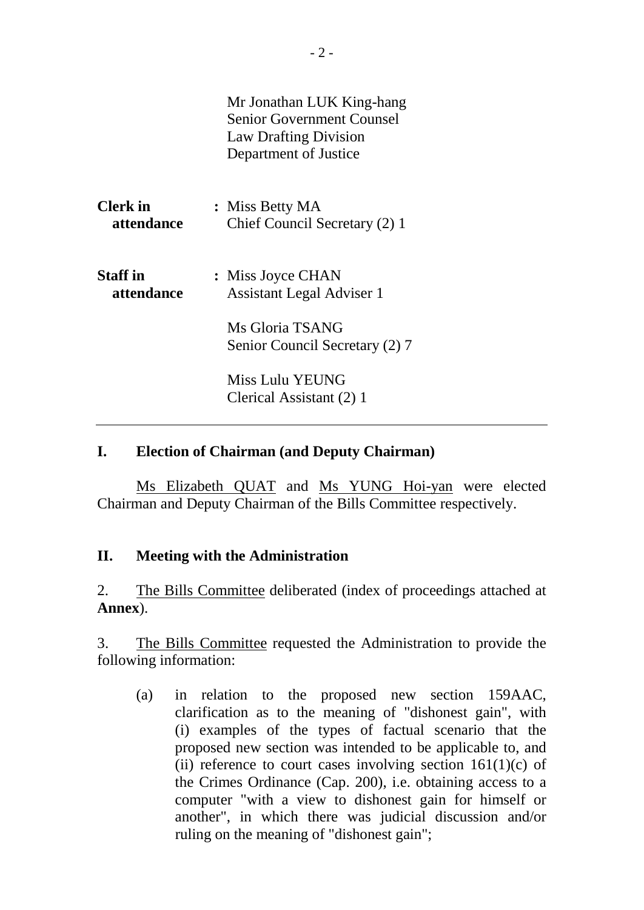Mr Jonathan LUK King-hang
Senior Government Counsel
Law Drafting Division
Department of Justice

| | |
|---|---|
| **Clerk in attendance** | : Miss Betty MA<br>Chief Council Secretary (2) 1 |
| **Staff in attendance** | : Miss Joyce CHAN<br>Assistant Legal Adviser 1<br><br>Ms Gloria TSANG<br>Senior Council Secretary (2) 7<br><br>Miss Lulu YEUNG<br>Clerical Assistant (2) 1 |

---

## I. Election of Chairman (and Deputy Chairman)

Ms Elizabeth QUAT and Ms YUNG Hoi-yan were elected Chairman and Deputy Chairman of the Bills Committee respectively.

## II. Meeting with the Administration

2. The Bills Committee deliberated (index of proceedings attached at **Annex**).

3. The Bills Committee requested the Administration to provide the following information:

(a) in relation to the proposed new section 159AAC, clarification as to the meaning of "dishonest gain", with (i) examples of the types of factual scenario that the proposed new section was intended to be applicable to, and (ii) reference to court cases involving section 161(1)(c) of the Crimes Ordinance (Cap. 200), i.e. obtaining access to a computer "with a view to dishonest gain for himself or another", in which there was judicial discussion and/or ruling on the meaning of "dishonest gain";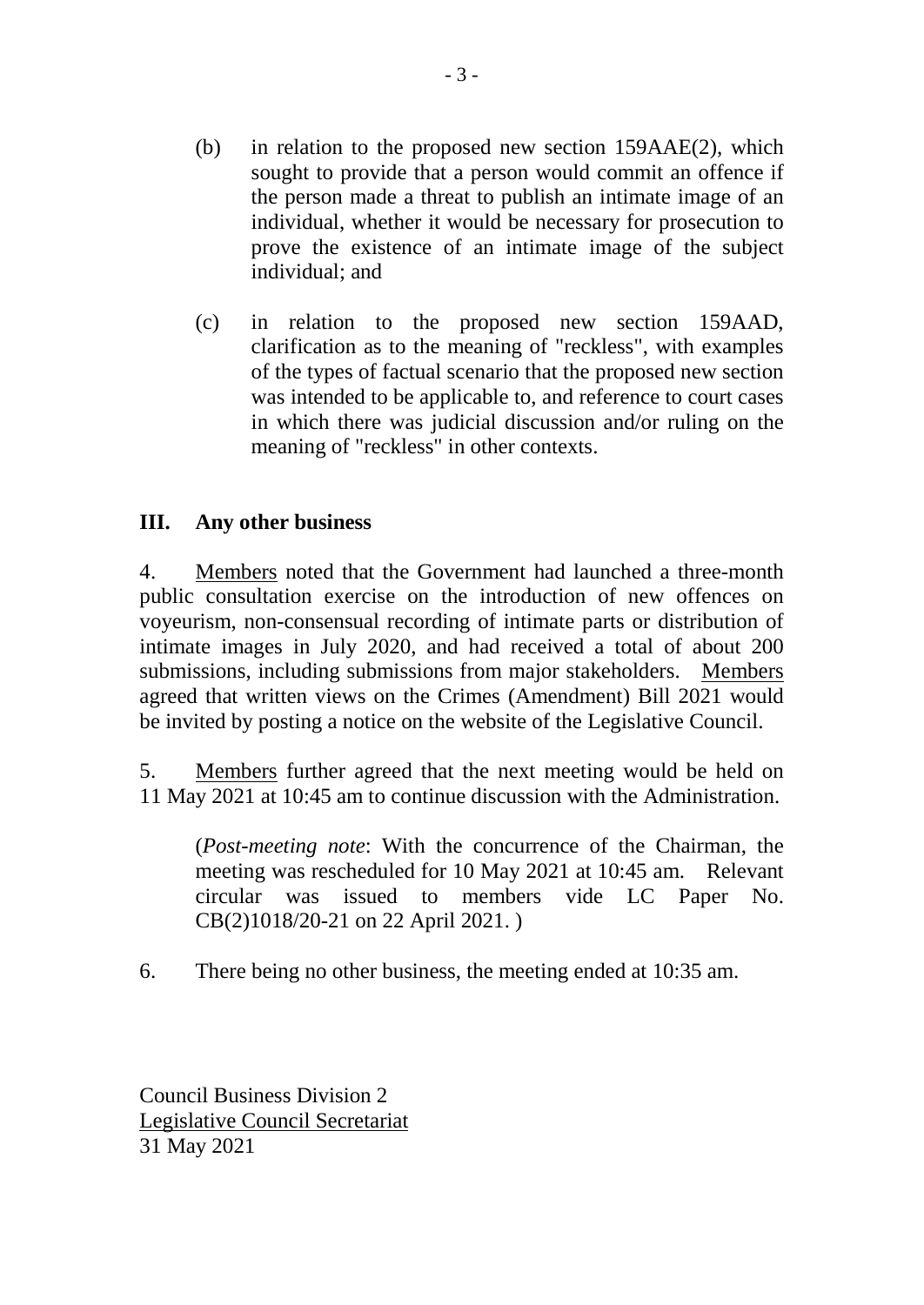(b) in relation to the proposed new section 159AAE(2), which sought to provide that a person would commit an offence if the person made a threat to publish an intimate image of an individual, whether it would be necessary for prosecution to prove the existence of an intimate image of the subject individual; and

(c) in relation to the proposed new section 159AAD, clarification as to the meaning of "reckless", with examples of the types of factual scenario that the proposed new section was intended to be applicable to, and reference to court cases in which there was judicial discussion and/or ruling on the meaning of "reckless" in other contexts.

## III. Any other business

4. Members noted that the Government had launched a three-month public consultation exercise on the introduction of new offences on voyeurism, non-consensual recording of intimate parts or distribution of intimate images in July 2020, and had received a total of about 200 submissions, including submissions from major stakeholders. Members agreed that written views on the Crimes (Amendment) Bill 2021 would be invited by posting a notice on the website of the Legislative Council.

5. Members further agreed that the next meeting would be held on 11 May 2021 at 10:45 am to continue discussion with the Administration.

(*Post-meeting note*: With the concurrence of the Chairman, the meeting was rescheduled for 10 May 2021 at 10:45 am. Relevant circular was issued to members vide LC Paper No. CB(2)1018/20-21 on 22 April 2021. )

6. There being no other business, the meeting ended at 10:35 am.

Council Business Division 2
Legislative Council Secretariat
31 May 2021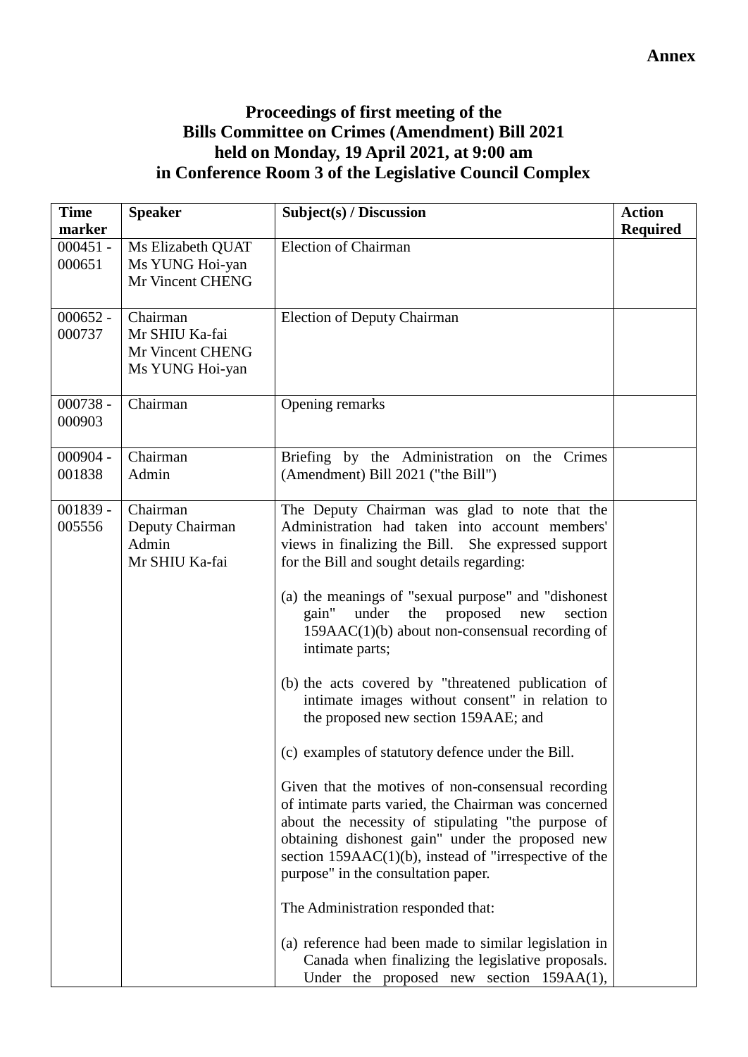**Annex**

# Proceedings of first meeting of the Bills Committee on Crimes (Amendment) Bill 2021 held on Monday, 19 April 2021, at 9:00 am in Conference Room 3 of the Legislative Council Complex

| Time marker | Speaker | Subject(s) / Discussion | Action Required |
|---|---|---|---|
| 000451 - 000651 | Ms Elizabeth QUAT<br>Ms YUNG Hoi-yan<br>Mr Vincent CHENG | Election of Chairman | |
| 000652 - 000737 | Chairman<br>Mr SHIU Ka-fai<br>Mr Vincent CHENG<br>Ms YUNG Hoi-yan | Election of Deputy Chairman | |
| 000738 - 000903 | Chairman | Opening remarks | |
| 000904 - 001838 | Chairman<br>Admin | Briefing by the Administration on the Crimes (Amendment) Bill 2021 ("the Bill") | |
| 001839 - 005556 | Chairman<br>Deputy Chairman<br>Admin<br>Mr SHIU Ka-fai | The Deputy Chairman was glad to note that the Administration had taken into account members' views in finalizing the Bill. She expressed support for the Bill and sought details regarding:<br><br>(a) the meanings of "sexual purpose" and "dishonest gain" under the proposed new section 159AAC(1)(b) about non-consensual recording of intimate parts;<br><br>(b) the acts covered by "threatened publication of intimate images without consent" in relation to the proposed new section 159AAE; and<br><br>(c) examples of statutory defence under the Bill.<br><br>Given that the motives of non-consensual recording of intimate parts varied, the Chairman was concerned about the necessity of stipulating "the purpose of obtaining dishonest gain" under the proposed new section 159AAC(1)(b), instead of "irrespective of the purpose" in the consultation paper.<br><br>The Administration responded that:<br><br>(a) reference had been made to similar legislation in Canada when finalizing the legislative proposals. Under the proposed new section 159AA(1), | |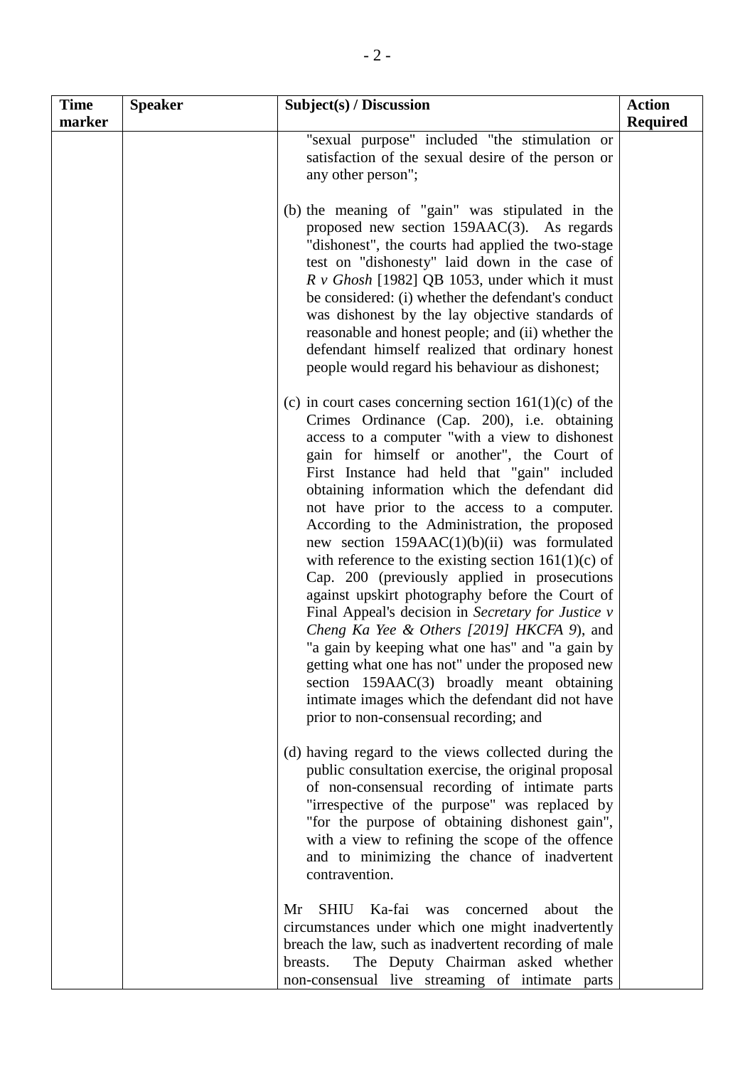| Time marker | Speaker | Subject(s) / Discussion | Action Required |
|---|---|---|---|
| | | "sexual purpose" included "the stimulation or satisfaction of the sexual desire of the person or any other person";<br><br>(b) the meaning of "gain" was stipulated in the proposed new section 159AAC(3). As regards "dishonest", the courts had applied the two-stage test on "dishonesty" laid down in the case of *R v Ghosh* [1982] QB 1053, under which it must be considered: (i) whether the defendant's conduct was dishonest by the lay objective standards of reasonable and honest people; and (ii) whether the defendant himself realized that ordinary honest people would regard his behaviour as dishonest;<br><br>(c) in court cases concerning section 161(1)(c) of the Crimes Ordinance (Cap. 200), i.e. obtaining access to a computer "with a view to dishonest gain for himself or another", the Court of First Instance had held that "gain" included obtaining information which the defendant did not have prior to the access to a computer. According to the Administration, the proposed new section 159AAC(1)(b)(ii) was formulated with reference to the existing section 161(1)(c) of Cap. 200 (previously applied in prosecutions against upskirt photography before the Court of Final Appeal's decision in *Secretary for Justice v Cheng Ka Yee & Others [2019] HKCFA 9*), and "a gain by keeping what one has" and "a gain by getting what one has not" under the proposed new section 159AAC(3) broadly meant obtaining intimate images which the defendant did not have prior to non-consensual recording; and<br><br>(d) having regard to the views collected during the public consultation exercise, the original proposal of non-consensual recording of intimate parts "irrespective of the purpose" was replaced by "for the purpose of obtaining dishonest gain", with a view to refining the scope of the offence and to minimizing the chance of inadvertent contravention.<br><br>Mr SHIU Ka-fai was concerned about the circumstances under which one might inadvertently breach the law, such as inadvertent recording of male breasts. The Deputy Chairman asked whether non-consensual live streaming of intimate parts | |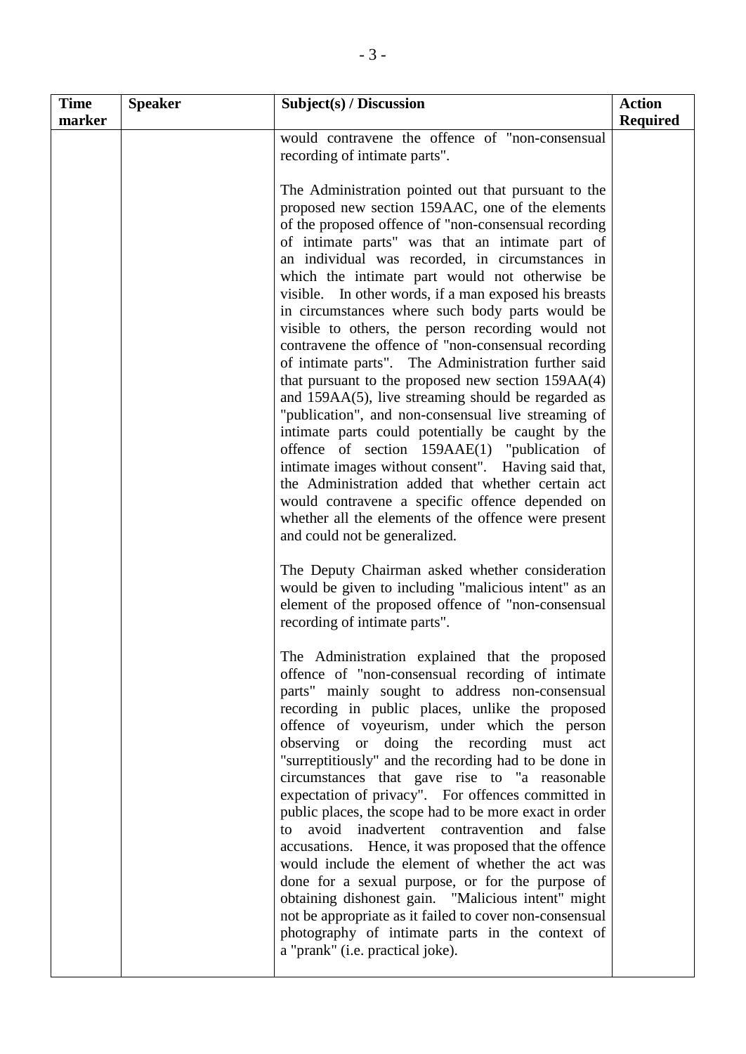| Time marker | Speaker | Subject(s) / Discussion | Action Required |
|---|---|---|---|
| | | would contravene the offence of "non-consensual recording of intimate parts".<br><br>The Administration pointed out that pursuant to the proposed new section 159AAC, one of the elements of the proposed offence of "non-consensual recording of intimate parts" was that an intimate part of an individual was recorded, in circumstances in which the intimate part would not otherwise be visible. In other words, if a man exposed his breasts in circumstances where such body parts would be visible to others, the person recording would not contravene the offence of "non-consensual recording of intimate parts". The Administration further said that pursuant to the proposed new section 159AA(4) and 159AA(5), live streaming should be regarded as "publication", and non-consensual live streaming of intimate parts could potentially be caught by the offence of section 159AAE(1) "publication of intimate images without consent". Having said that, the Administration added that whether certain act would contravene a specific offence depended on whether all the elements of the offence were present and could not be generalized.<br><br>The Deputy Chairman asked whether consideration would be given to including "malicious intent" as an element of the proposed offence of "non-consensual recording of intimate parts".<br><br>The Administration explained that the proposed offence of "non-consensual recording of intimate parts" mainly sought to address non-consensual recording in public places, unlike the proposed offence of voyeurism, under which the person observing or doing the recording must act "surreptitiously" and the recording had to be done in circumstances that gave rise to "a reasonable expectation of privacy". For offences committed in public places, the scope had to be more exact in order to avoid inadvertent contravention and false accusations. Hence, it was proposed that the offence would include the element of whether the act was done for a sexual purpose, or for the purpose of obtaining dishonest gain. "Malicious intent" might not be appropriate as it failed to cover non-consensual photography of intimate parts in the context of a "prank" (i.e. practical joke). | |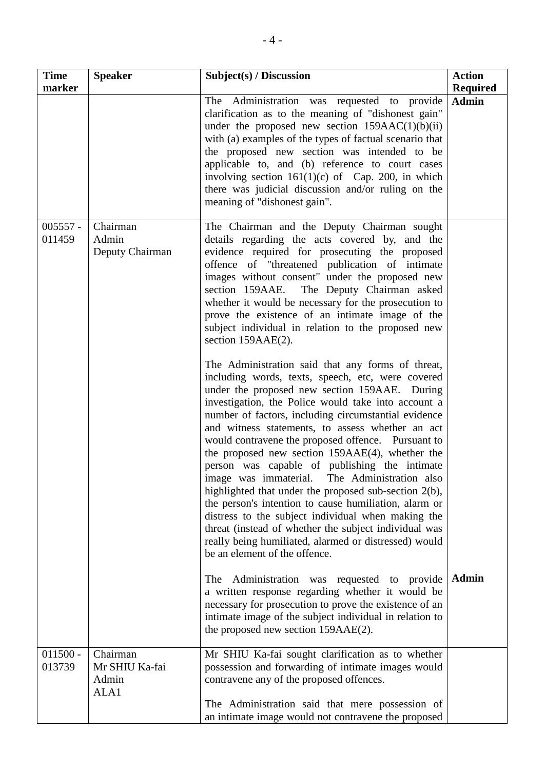| Time marker | Speaker | Subject(s) / Discussion | Action Required |
|---|---|---|---|
| | | The Administration was requested to provide clarification as to the meaning of "dishonest gain" under the proposed new section 159AAC(1)(b)(ii) with (a) examples of the types of factual scenario that the proposed new section was intended to be applicable to, and (b) reference to court cases involving section 161(1)(c) of Cap. 200, in which there was judicial discussion and/or ruling on the meaning of "dishonest gain". | **Admin** |
| 005557 - 011459 | Chairman<br>Admin<br>Deputy Chairman | The Chairman and the Deputy Chairman sought details regarding the acts covered by, and the evidence required for prosecuting the proposed offence of "threatened publication of intimate images without consent" under the proposed new section 159AAE. The Deputy Chairman asked whether it would be necessary for the prosecution to prove the existence of an intimate image of the subject individual in relation to the proposed new section 159AAE(2).<br><br>The Administration said that any forms of threat, including words, texts, speech, etc, were covered under the proposed new section 159AAE. During investigation, the Police would take into account a number of factors, including circumstantial evidence and witness statements, to assess whether an act would contravene the proposed offence. Pursuant to the proposed new section 159AAE(4), whether the person was capable of publishing the intimate image was immaterial. The Administration also highlighted that under the proposed sub-section 2(b), the person's intention to cause humiliation, alarm or distress to the subject individual when making the threat (instead of whether the subject individual was really being humiliated, alarmed or distressed) would be an element of the offence.<br><br>The Administration was requested to provide a written response regarding whether it would be necessary for prosecution to prove the existence of an intimate image of the subject individual in relation to the proposed new section 159AAE(2). | <br><br><br><br><br><br><br><br><br><br><br><br><br><br><br><br><br><br><br><br><br><br><br><br>**Admin** |
| 011500 - 013739 | Chairman<br>Mr SHIU Ka-fai<br>Admin<br>ALA1 | Mr SHIU Ka-fai sought clarification as to whether possession and forwarding of intimate images would contravene any of the proposed offences.<br><br>The Administration said that mere possession of an intimate image would not contravene the proposed | |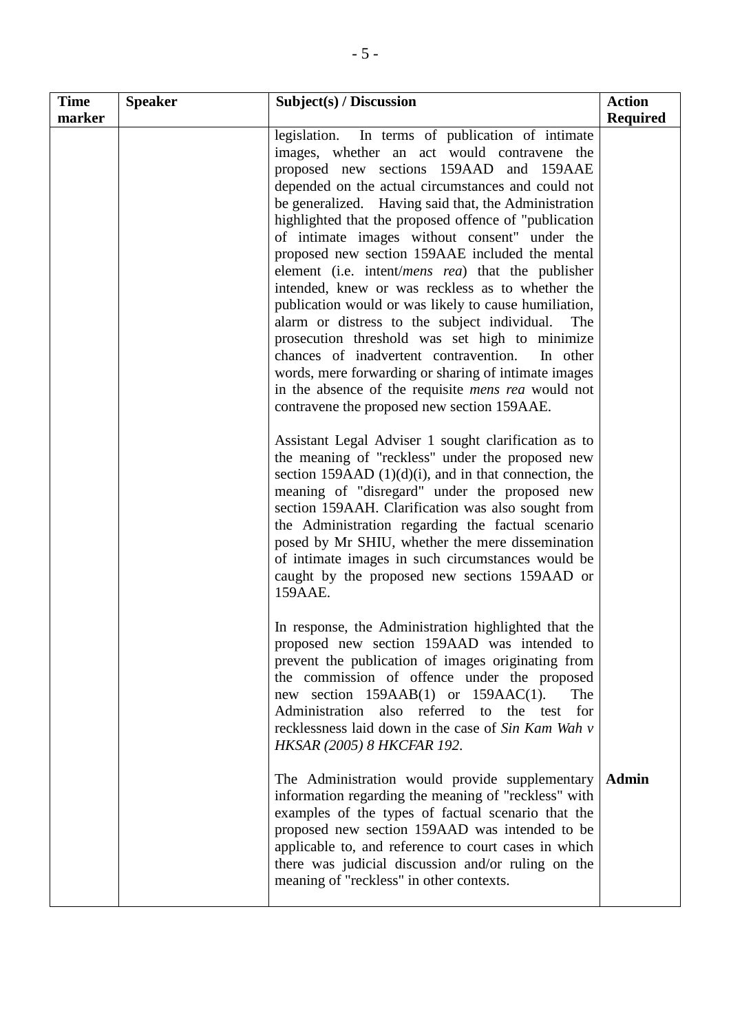| Time marker | Speaker | Subject(s) / Discussion | Action Required |
|---|---|---|---|
| | | legislation. In terms of publication of intimate images, whether an act would contravene the proposed new sections 159AAD and 159AAE depended on the actual circumstances and could not be generalized. Having said that, the Administration highlighted that the proposed offence of "publication of intimate images without consent" under the proposed new section 159AAE included the mental element (i.e. intent/*mens rea*) that the publisher intended, knew or was reckless as to whether the publication would or was likely to cause humiliation, alarm or distress to the subject individual. The prosecution threshold was set high to minimize chances of inadvertent contravention. In other words, mere forwarding or sharing of intimate images in the absence of the requisite *mens rea* would not contravene the proposed new section 159AAE.<br><br>Assistant Legal Adviser 1 sought clarification as to the meaning of "reckless" under the proposed new section 159AAD (1)(d)(i), and in that connection, the meaning of "disregard" under the proposed new section 159AAH. Clarification was also sought from the Administration regarding the factual scenario posed by Mr SHIU, whether the mere dissemination of intimate images in such circumstances would be caught by the proposed new sections 159AAD or 159AAE.<br><br>In response, the Administration highlighted that the proposed new section 159AAD was intended to prevent the publication of images originating from the commission of offence under the proposed new section 159AAB(1) or 159AAC(1). The Administration also referred to the test for recklessness laid down in the case of *Sin Kam Wah v HKSAR (2005) 8 HKCFAR 192*. | |
| | | The Administration would provide supplementary information regarding the meaning of "reckless" with examples of the types of factual scenario that the proposed new section 159AAD was intended to be applicable to, and reference to court cases in which there was judicial discussion and/or ruling on the meaning of "reckless" in other contexts. | **Admin** |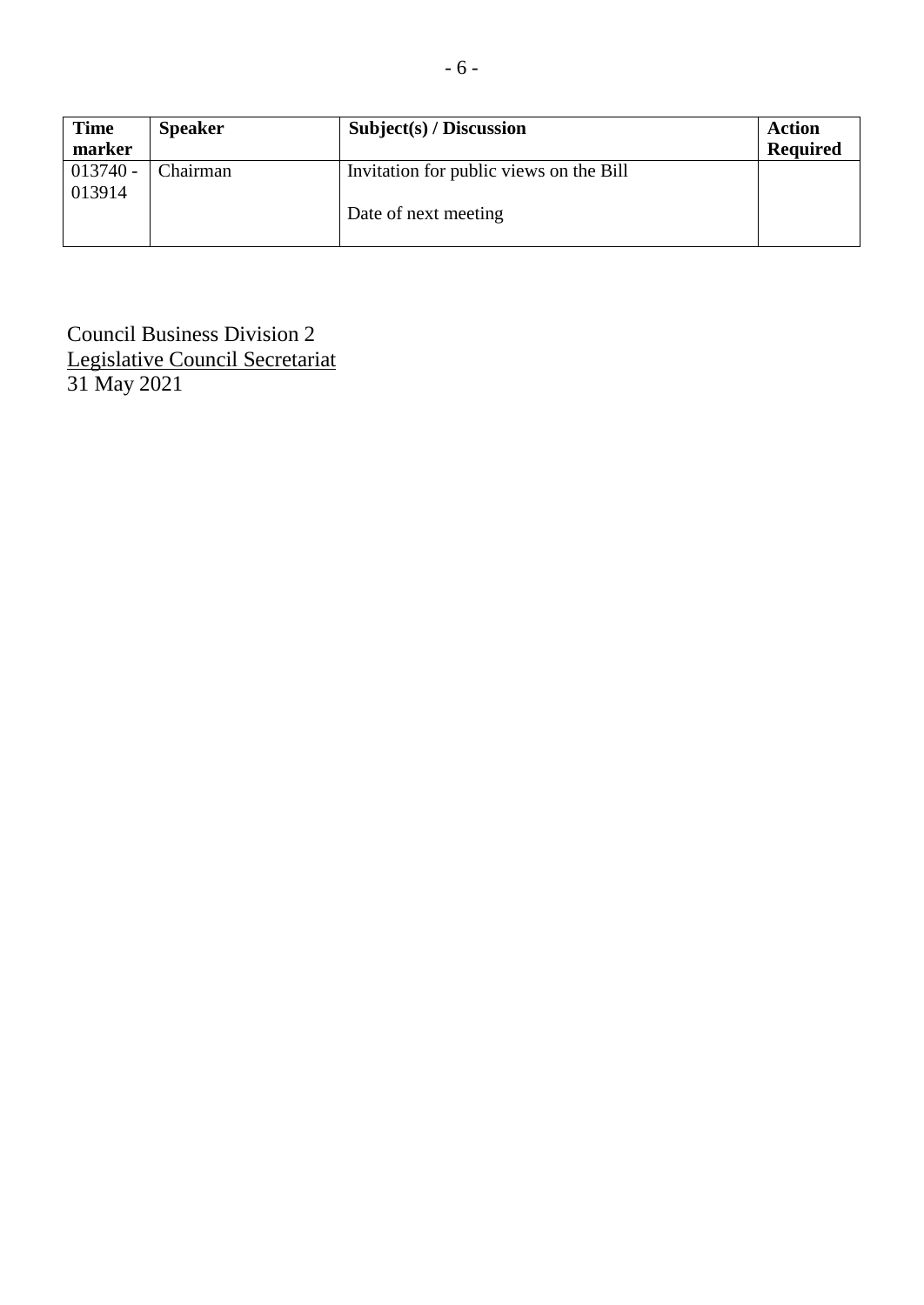| Time marker | Speaker | Subject(s) / Discussion | Action Required |
|---|---|---|---|
| 013740 - 013914 | Chairman | Invitation for public views on the Bill<br><br>Date of next meeting | |

Council Business Division 2
Legislative Council Secretariat
31 May 2021